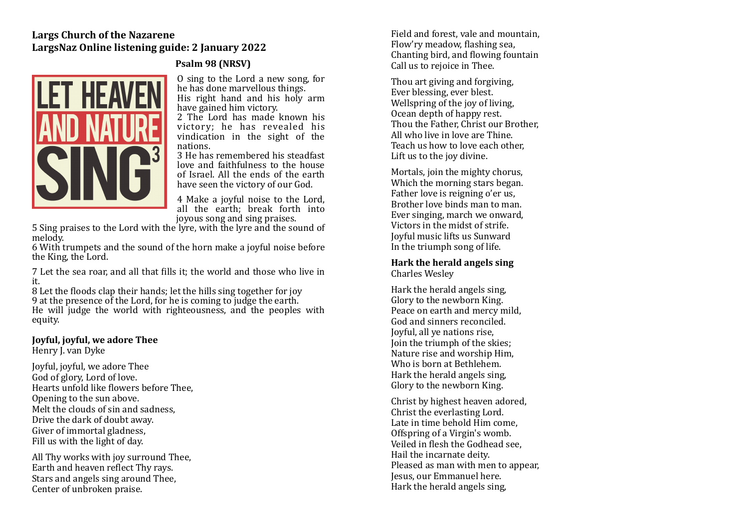**Largs Church of the Nazarene**
**LargsNaz Online listening guide: 2 January 2022**

LET HEAVEN AND NATURE SING 3

**Psalm 98 (NRSV)**

O sing to the Lord a new song, for he has done marvellous things.
His right hand and his holy arm have gained him victory.
2 The Lord has made known his victory; he has revealed his vindication in the sight of the nations.
3 He has remembered his steadfast love and faithfulness to the house of Israel. All the ends of the earth have seen the victory of our God.

4 Make a joyful noise to the Lord, all the earth; break forth into joyous song and sing praises.
5 Sing praises to the Lord with the lyre, with the lyre and the sound of melody.
6 With trumpets and the sound of the horn make a joyful noise before the King, the Lord.

7 Let the sea roar, and all that fills it; the world and those who live in it.
8 Let the floods clap their hands; let the hills sing together for joy
9 at the presence of the Lord, for he is coming to judge the earth.
He will judge the world with righteousness, and the peoples with equity.

**Joyful, joyful, we adore Thee**
Henry J. van Dyke

Joyful, joyful, we adore Thee
God of glory, Lord of love.
Hearts unfold like flowers before Thee,
Opening to the sun above.
Melt the clouds of sin and sadness,
Drive the dark of doubt away.
Giver of immortal gladness,
Fill us with the light of day.

All Thy works with joy surround Thee,
Earth and heaven reflect Thy rays.
Stars and angels sing around Thee,
Center of unbroken praise.
Field and forest, vale and mountain,
Flow'ry meadow, flashing sea,
Chanting bird, and flowing fountain
Call us to rejoice in Thee.

Thou art giving and forgiving,
Ever blessing, ever blest.
Wellspring of the joy of living,
Ocean depth of happy rest.
Thou the Father, Christ our Brother,
All who live in love are Thine.
Teach us how to love each other,
Lift us to the joy divine.

Mortals, join the mighty chorus,
Which the morning stars began.
Father love is reigning o'er us,
Brother love binds man to man.
Ever singing, march we onward,
Victors in the midst of strife.
Joyful music lifts us Sunward
In the triumph song of life.

**Hark the herald angels sing**
Charles Wesley

Hark the herald angels sing,
Glory to the newborn King.
Peace on earth and mercy mild,
God and sinners reconciled.
Joyful, all ye nations rise,
Join the triumph of the skies;
Nature rise and worship Him,
Who is born at Bethlehem.
Hark the herald angels sing,
Glory to the newborn King.

Christ by highest heaven adored,
Christ the everlasting Lord.
Late in time behold Him come,
Offspring of a Virgin's womb.
Veiled in flesh the Godhead see,
Hail the incarnate deity.
Pleased as man with men to appear,
Jesus, our Emmanuel here.
Hark the herald angels sing,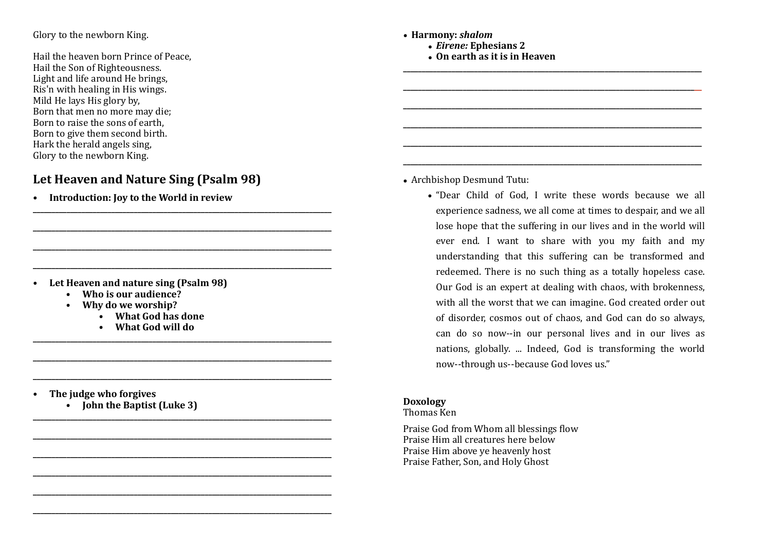Glory to the newborn King.

Hail the heaven born Prince of Peace,
Hail the Son of Righteousness.
Light and life around He brings,
Ris'n with healing in His wings.
Mild He lays His glory by,
Born that men no more may die;
Born to raise the sons of earth,
Born to give them second birth.
Hark the herald angels sing,
Glory to the newborn King.

## Let Heaven and Nature Sing (Psalm 98)

- **Introduction: Joy to the World in review**

___________________________________________________________________________

___________________________________________________________________________

___________________________________________________________________________

___________________________________________________________________________

- **Let Heaven and nature sing (Psalm 98)**
  - **Who is our audience?**
  - **Why do we worship?**
    - **What God has done**
    - **What God will do**

___________________________________________________________________________

___________________________________________________________________________

___________________________________________________________________________

- **The judge who forgives**
  - **John the Baptist (Luke 3)**

___________________________________________________________________________

___________________________________________________________________________

___________________________________________________________________________

___________________________________________________________________________

___________________________________________________________________________

___________________________________________________________________________

- **Harmony: *shalom***
  - ***Eirene:* Ephesians 2**
  - **On earth as it is in Heaven**

___________________________________________________________________________

___________________________________________________________________________

___________________________________________________________________________

___________________________________________________________________________

___________________________________________________________________________

___________________________________________________________________________

- Archbishop Desmond Tutu:
  - "Dear Child of God, I write these words because we all experience sadness, we all come at times to despair, and we all lose hope that the suffering in our lives and in the world will ever end. I want to share with you my faith and my understanding that this suffering can be transformed and redeemed. There is no such thing as a totally hopeless case. Our God is an expert at dealing with chaos, with brokenness, with all the worst that we can imagine. God created order out of disorder, cosmos out of chaos, and God can do so always, can do so now--in our personal lives and in our lives as nations, globally. ... Indeed, God is transforming the world now--through us--because God loves us."

**Doxology**
Thomas Ken

Praise God from Whom all blessings flow
Praise Him all creatures here below
Praise Him above ye heavenly host
Praise Father, Son, and Holy Ghost